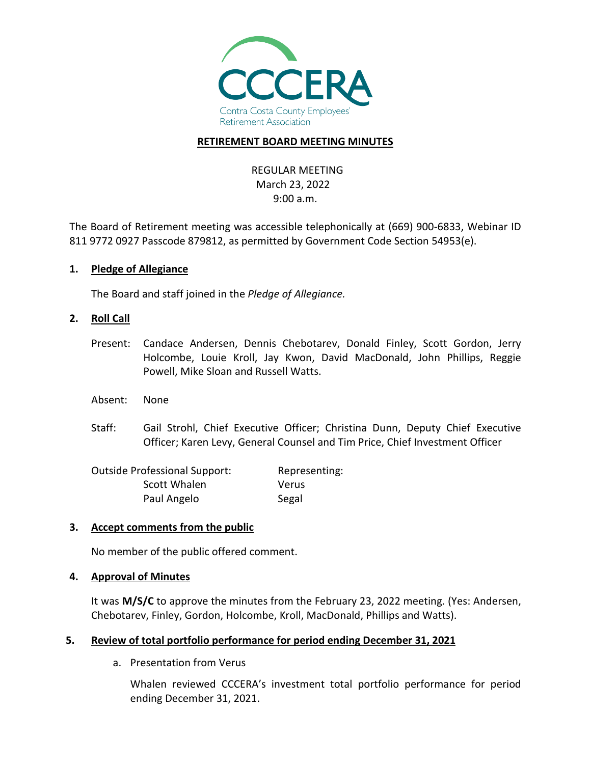CCCERA

Contra Costa County Employees' Retirement Association

# RETIREMENT BOARD MEETING MINUTES

REGULAR MEETING
March 23, 2022
9:00 a.m.

The Board of Retirement meeting was accessible telephonically at (669) 900-6833, Webinar ID 811 9772 0927 Passcode 879812, as permitted by Government Code Section 54953(e).

**1. Pledge of Allegiance**

The Board and staff joined in the *Pledge of Allegiance.*

**2. Roll Call**

Present: Candace Andersen, Dennis Chebotarev, Donald Finley, Scott Gordon, Jerry Holcombe, Louie Kroll, Jay Kwon, David MacDonald, John Phillips, Reggie Powell, Mike Sloan and Russell Watts.

Absent: None

Staff: Gail Strohl, Chief Executive Officer; Christina Dunn, Deputy Chief Executive Officer; Karen Levy, General Counsel and Tim Price, Chief Investment Officer

| Outside Professional Support: | Representing: |
|---|---|
| Scott Whalen | Verus |
| Paul Angelo | Segal |

**3. Accept comments from the public**

No member of the public offered comment.

**4. Approval of Minutes**

It was **M/S/C** to approve the minutes from the February 23, 2022 meeting. (Yes: Andersen, Chebotarev, Finley, Gordon, Holcombe, Kroll, MacDonald, Phillips and Watts).

**5. Review of total portfolio performance for period ending December 31, 2021**

a. Presentation from Verus

Whalen reviewed CCCERA's investment total portfolio performance for period ending December 31, 2021.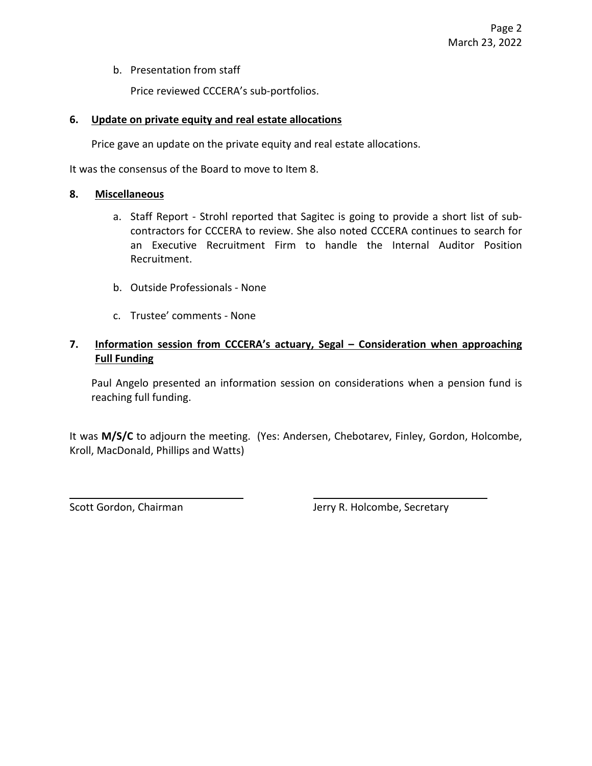b. Presentation from staff

   Price reviewed CCCERA's sub-portfolios.

**6. Update on private equity and real estate allocations**

Price gave an update on the private equity and real estate allocations.

It was the consensus of the Board to move to Item 8.

**8. Miscellaneous**

a. Staff Report - Strohl reported that Sagitec is going to provide a short list of sub-contractors for CCCERA to review. She also noted CCCERA continues to search for an Executive Recruitment Firm to handle the Internal Auditor Position Recruitment.

b. Outside Professionals - None

c. Trustee' comments - None

**7. Information session from CCCERA's actuary, Segal – Consideration when approaching Full Funding**

Paul Angelo presented an information session on considerations when a pension fund is reaching full funding.

It was **M/S/C** to adjourn the meeting. (Yes: Andersen, Chebotarev, Finley, Gordon, Holcombe, Kroll, MacDonald, Phillips and Watts)

Scott Gordon, Chairman

Jerry R. Holcombe, Secretary